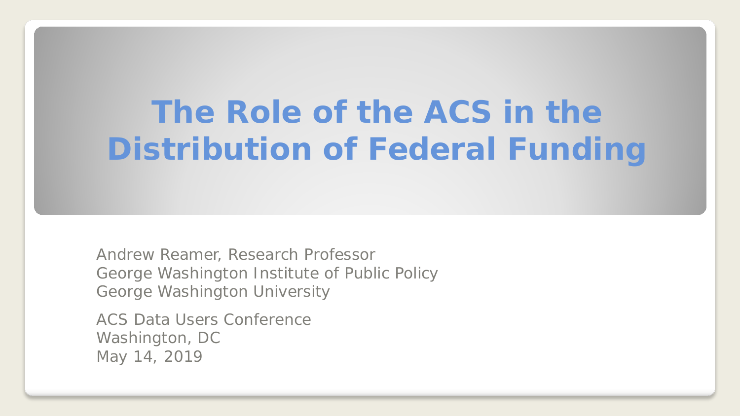# The Role of the ACS in the Distribution of Federal Funding

Andrew Reamer, Research Professor
George Washington Institute of Public Policy
George Washington University

ACS Data Users Conference
Washington, DC
May 14, 2019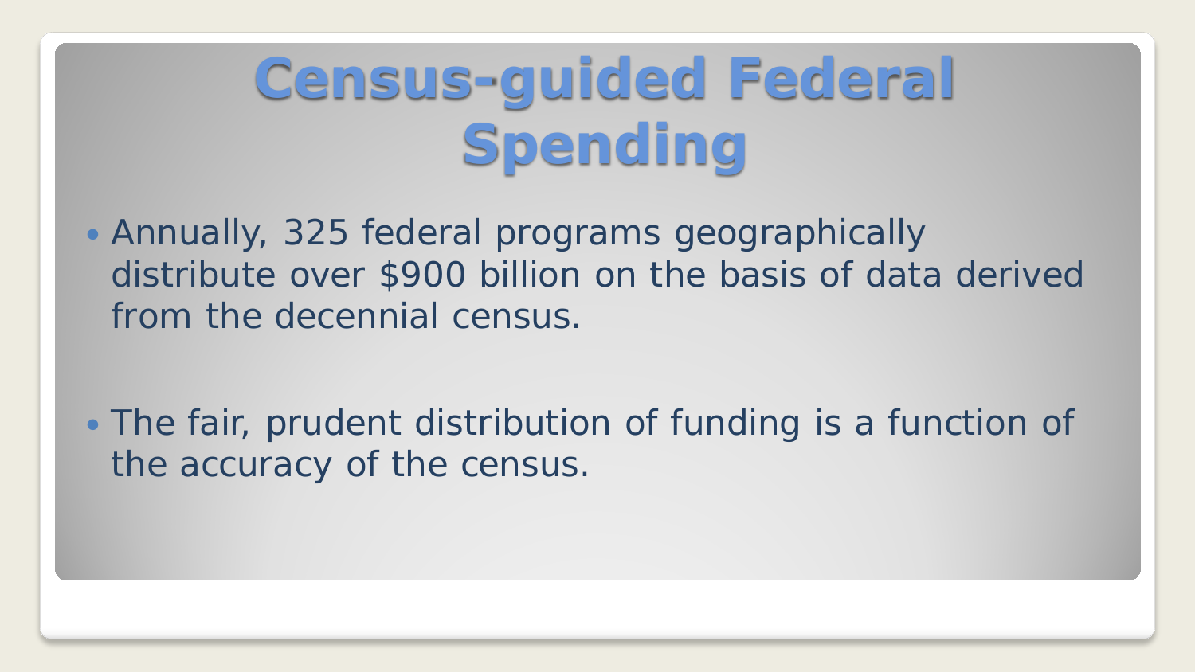# Census-guided Federal Spending

- Annually, 325 federal programs geographically distribute over $900 billion on the basis of data derived from the decennial census.
- The fair, prudent distribution of funding is a function of the accuracy of the census.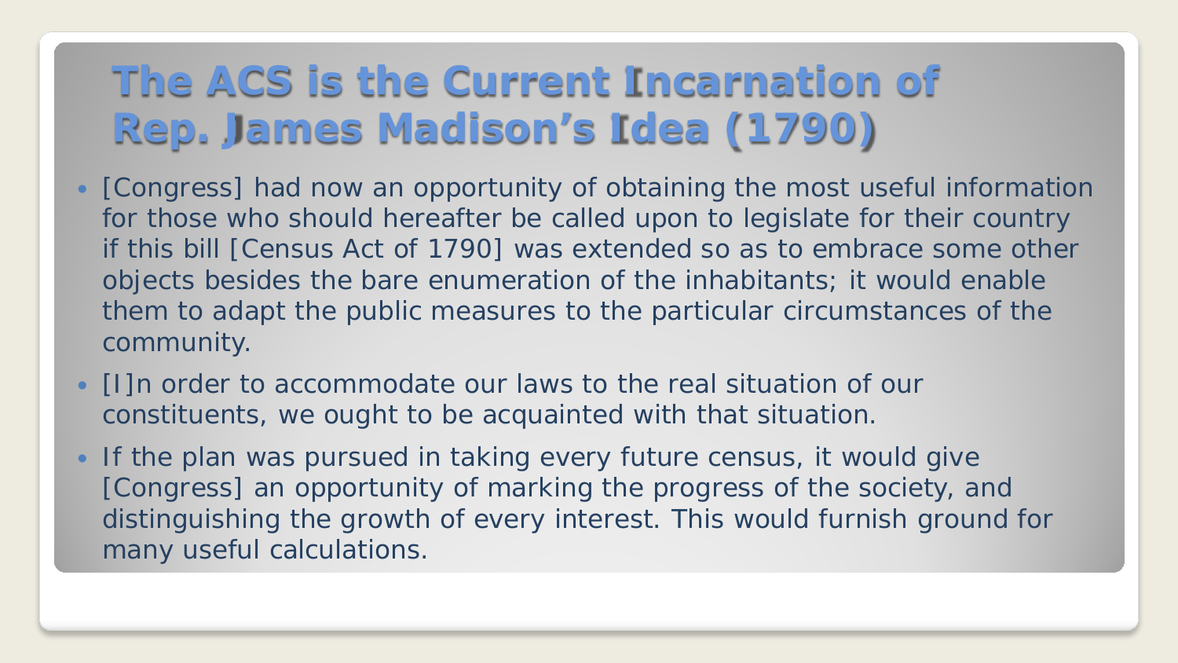# The ACS is the Current Incarnation of Rep. James Madison's Idea (1790)

- [Congress] had now an opportunity of obtaining the most useful information for those who should hereafter be called upon to legislate for their country if this bill [Census Act of 1790] was extended so as to embrace some other objects besides the bare enumeration of the inhabitants; it would enable them to adapt the public measures to the particular circumstances of the community.
- [I]n order to accommodate our laws to the real situation of our constituents, we ought to be acquainted with that situation.
- If the plan was pursued in taking every future census, it would give [Congress] an opportunity of marking the progress of the society, and distinguishing the growth of every interest. This would furnish ground for many useful calculations.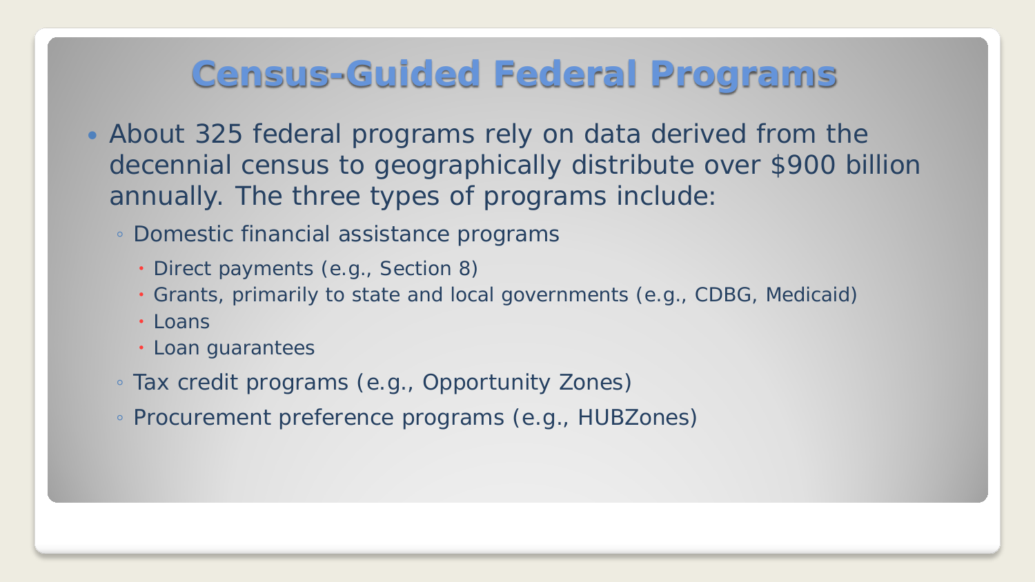# Census-Guided Federal Programs

- About 325 federal programs rely on data derived from the decennial census to geographically distribute over $900 billion annually. The three types of programs include:
  - Domestic financial assistance programs
    - Direct payments (e.g., Section 8)
    - Grants, primarily to state and local governments (e.g., CDBG, Medicaid)
    - Loans
    - Loan guarantees
  - Tax credit programs (e.g., Opportunity Zones)
  - Procurement preference programs (e.g., HUBZones)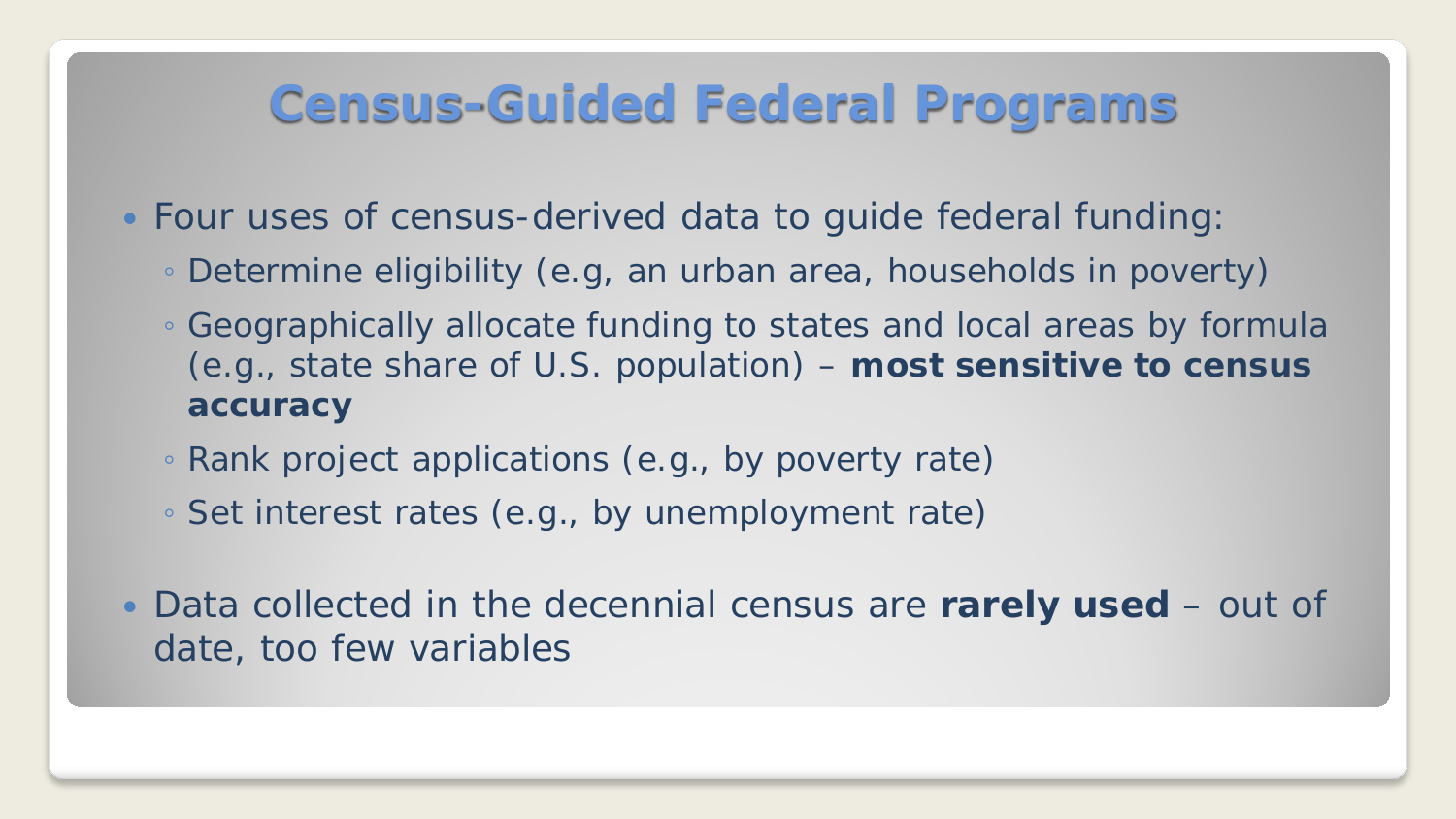# Census-Guided Federal Programs

- Four uses of census-derived data to guide federal funding:
  - Determine eligibility (e.g, an urban area, households in poverty)
  - Geographically allocate funding to states and local areas by formula (e.g., state share of U.S. population) – **most sensitive to census accuracy**
  - Rank project applications (e.g., by poverty rate)
  - Set interest rates (e.g., by unemployment rate)
- Data collected in the decennial census are **rarely used** – out of date, too few variables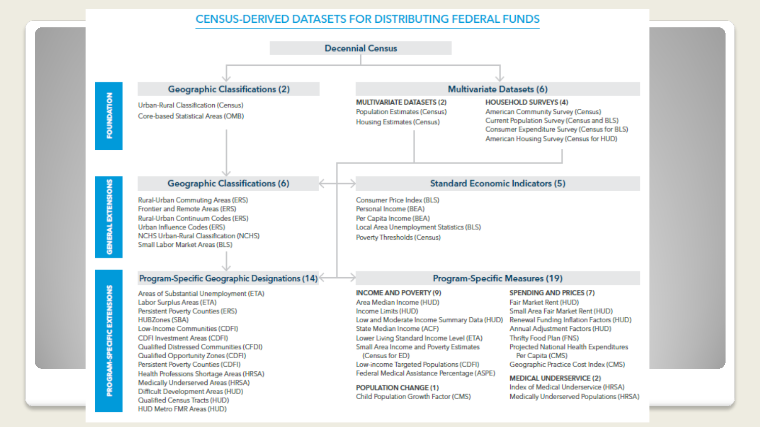# CENSUS-DERIVED DATASETS FOR DISTRIBUTING FEDERAL FUNDS

## Decennial Census

### FOUNDATION

#### Geographic Classifications (2)

- Urban-Rural Classification (Census)
- Core-based Statistical Areas (OMB)

#### Multivariate Datasets (6)

**MULTIVARIATE DATASETS (2)**

- Population Estimates (Census)
- Housing Estimates (Census)

**HOUSEHOLD SURVEYS (4)**

- American Community Survey (Census)
- Current Population Survey (Census and BLS)
- Consumer Expenditure Survey (Census for BLS)
- American Housing Survey (Census for HUD)

### GENERAL EXTENSIONS

#### Geographic Classifications (6)

- Rural-Urban Commuting Areas (ERS)
- Frontier and Remote Areas (ERS)
- Rural-Urban Continuum Codes (ERS)
- Urban Influence Codes (ERS)
- NCHS Urban-Rural Classification (NCHS)
- Small Labor Market Areas (BLS)

#### Standard Economic Indicators (5)

- Consumer Price Index (BLS)
- Personal Income (BEA)
- Per Capita Income (BEA)
- Local Area Unemployment Statistics (BLS)
- Poverty Thresholds (Census)

### PROGRAM-SPECIFIC EXTENSIONS

#### Program-Specific Geographic Designations (14)

- Areas of Substantial Unemployment (ETA)
- Labor Surplus Areas (ETA)
- Persistent Poverty Counties (ERS)
- HUBZones (SBA)
- Low-Income Communities (CDFI)
- CDFI Investment Areas (CDFI)
- Qualified Distressed Communities (CFDI)
- Qualified Opportunity Zones (CDFI)
- Persistent Poverty Counties (CDFI)
- Health Professions Shortage Areas (HRSA)
- Medically Underserved Areas (HRSA)
- Difficult Development Areas (HUD)
- Qualified Census Tracts (HUD)
- HUD Metro FMR Areas (HUD)

#### Program-Specific Measures (19)

**INCOME AND POVERTY (9)**

- Area Median Income (HUD)
- Income Limits (HUD)
- Low and Moderate Income Summary Data (HUD)
- State Median Income (ACF)
- Lower Living Standard Income Level (ETA)
- Small Area Income and Poverty Estimates (Census for ED)
- Low-income Targeted Populations (CDFI)
- Federal Medical Assistance Percentage (ASPE)

**POPULATION CHANGE (1)**

- Child Population Growth Factor (CMS)

**SPENDING AND PRICES (7)**

- Fair Market Rent (HUD)
- Small Area Fair Market Rent (HUD)
- Renewal Funding Inflation Factors (HUD)
- Annual Adjustment Factors (HUD)
- Thrifty Food Plan (FNS)
- Projected National Health Expenditures Per Capita (CMS)
- Geographic Practice Cost Index (CMS)

**MEDICAL UNDERSERVICE (2)**

- Index of Medical Underservice (HRSA)
- Medically Underserved Populations (HRSA)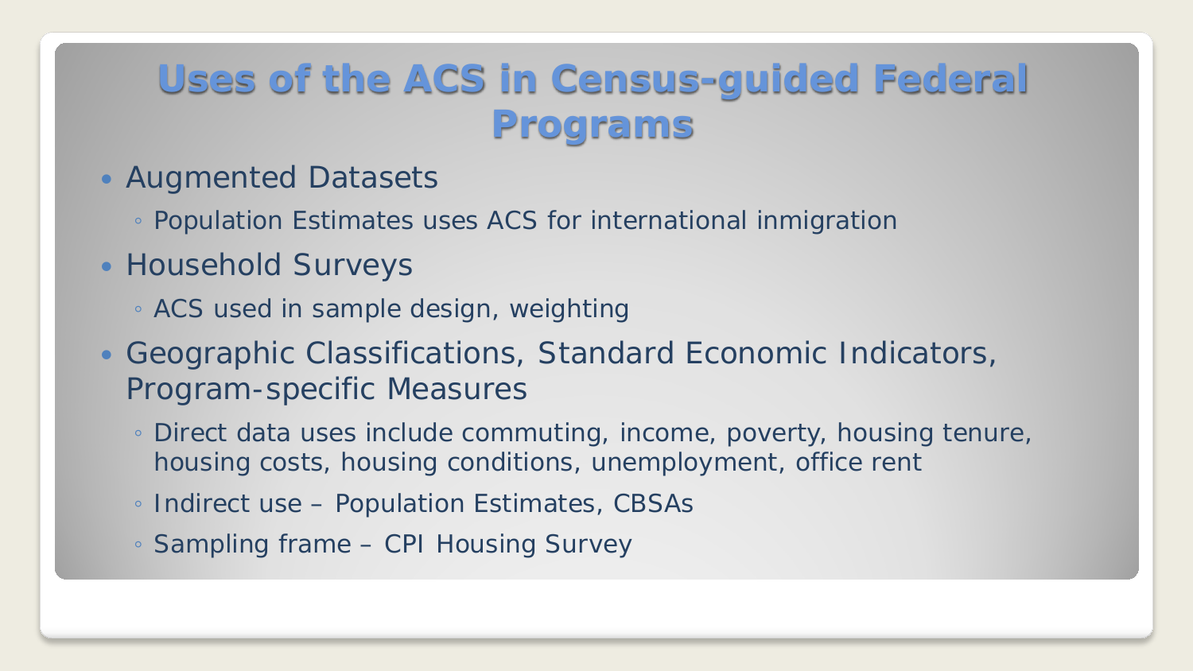# Uses of the ACS in Census-guided Federal Programs

- Augmented Datasets
  - Population Estimates uses ACS for international inmigration
- Household Surveys
  - ACS used in sample design, weighting
- Geographic Classifications, Standard Economic Indicators, Program-specific Measures
  - Direct data uses include commuting, income, poverty, housing tenure, housing costs, housing conditions, unemployment, office rent
  - Indirect use – Population Estimates, CBSAs
  - Sampling frame – CPI Housing Survey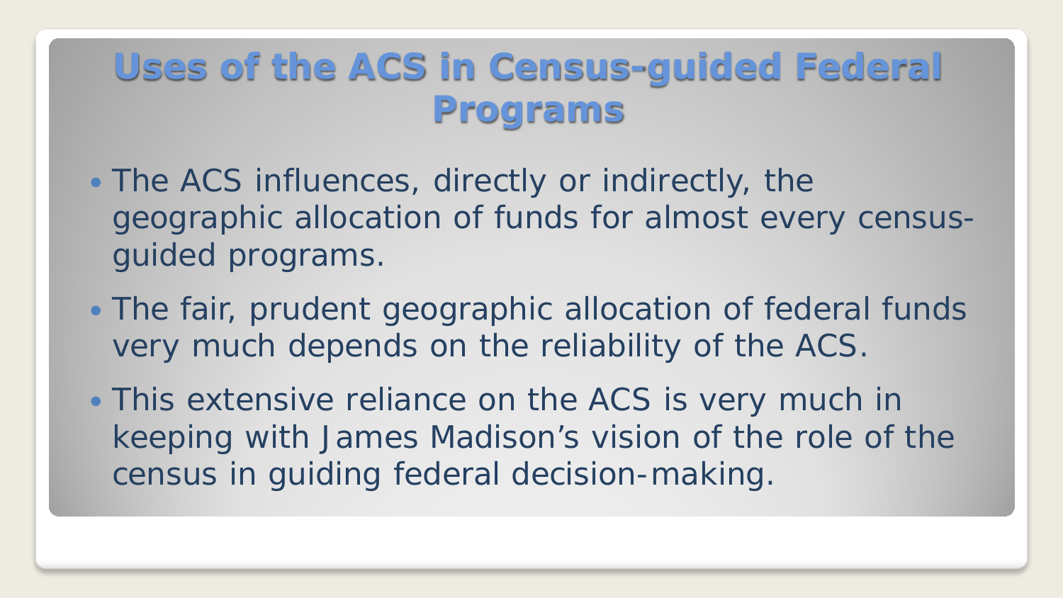# Uses of the ACS in Census-guided Federal Programs

- The ACS influences, directly or indirectly, the geographic allocation of funds for almost every census-guided programs.
- The fair, prudent geographic allocation of federal funds very much depends on the reliability of the ACS.
- This extensive reliance on the ACS is very much in keeping with James Madison's vision of the role of the census in guiding federal decision-making.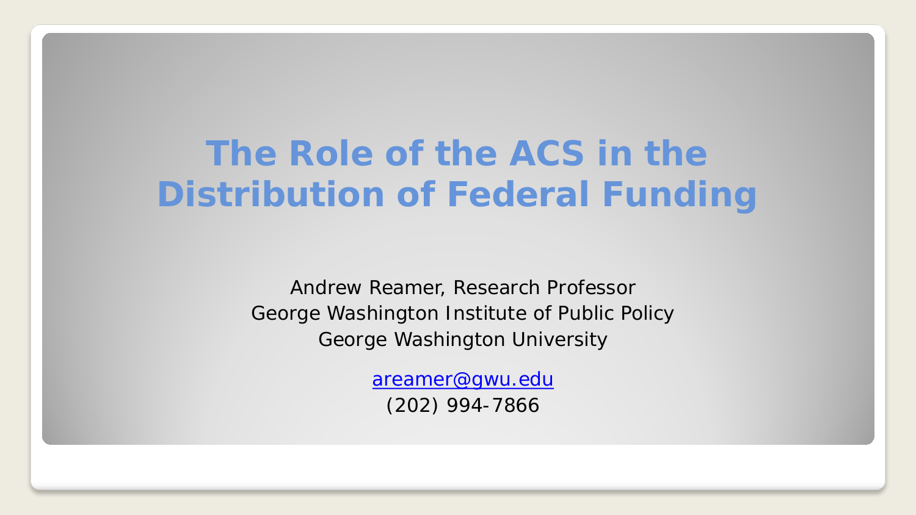# The Role of the ACS in the Distribution of Federal Funding

Andrew Reamer, Research Professor
George Washington Institute of Public Policy
George Washington University

areamer@gwu.edu
(202) 994-7866